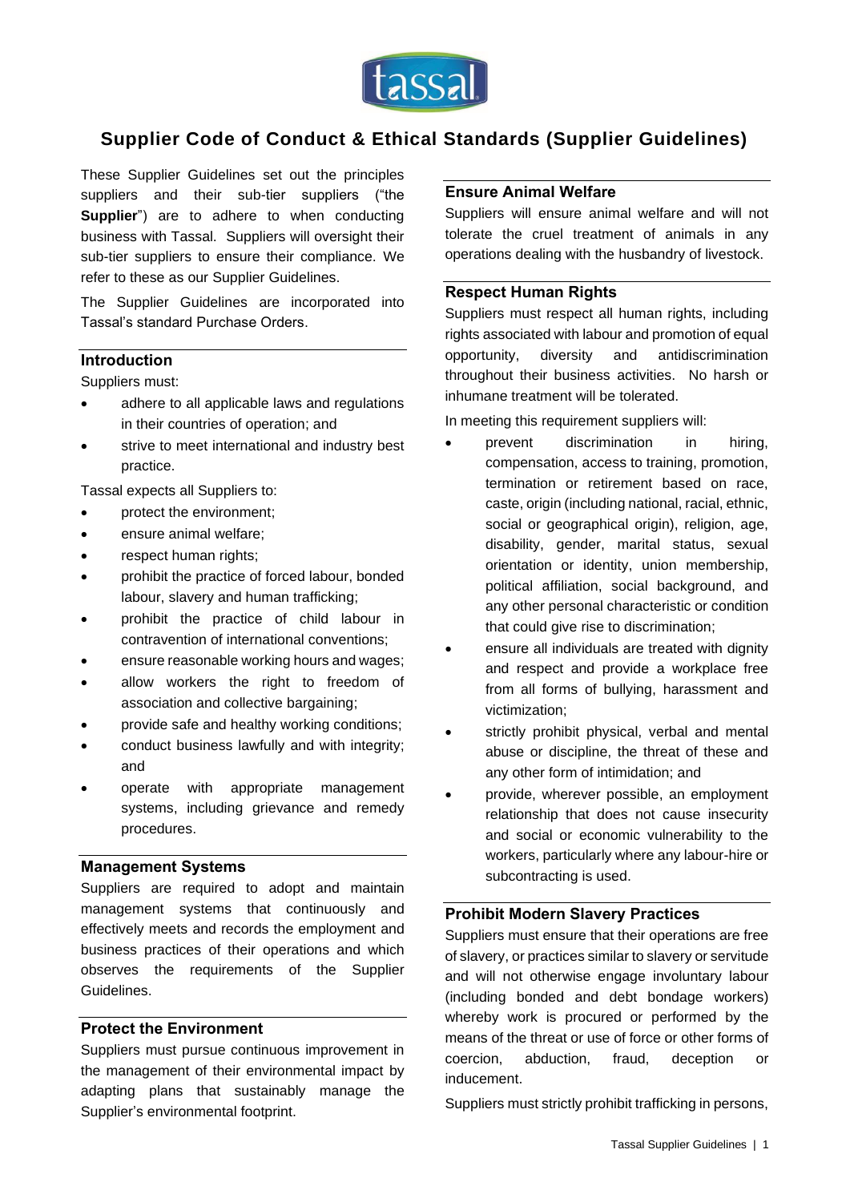# Supplier Code of Conduct & Ethical Standards (Supplier Guidelines)

These Supplier Guidelines set out the principles suppliers and their sub-tier suppliers ("the **Supplier**") are to adhere to when conducting business with Tassal. Suppliers will oversight their sub-tier suppliers to ensure their compliance. We refer to these as our Supplier Guidelines.

The Supplier Guidelines are incorporated into Tassal's standard Purchase Orders.

## Introduction

Suppliers must:

- adhere to all applicable laws and regulations in their countries of operation; and
- strive to meet international and industry best practice.

Tassal expects all Suppliers to:

- protect the environment;
- ensure animal welfare;
- respect human rights;
- prohibit the practice of forced labour, bonded labour, slavery and human trafficking;
- prohibit the practice of child labour in contravention of international conventions;
- ensure reasonable working hours and wages;
- allow workers the right to freedom of association and collective bargaining;
- provide safe and healthy working conditions;
- conduct business lawfully and with integrity; and
- operate with appropriate management systems, including grievance and remedy procedures.

## Management Systems

Suppliers are required to adopt and maintain management systems that continuously and effectively meets and records the employment and business practices of their operations and which observes the requirements of the Supplier Guidelines.

## Protect the Environment

Suppliers must pursue continuous improvement in the management of their environmental impact by adapting plans that sustainably manage the Supplier's environmental footprint.

## Ensure Animal Welfare

Suppliers will ensure animal welfare and will not tolerate the cruel treatment of animals in any operations dealing with the husbandry of livestock.

## Respect Human Rights

Suppliers must respect all human rights, including rights associated with labour and promotion of equal opportunity, diversity and antidiscrimination throughout their business activities. No harsh or inhumane treatment will be tolerated.

In meeting this requirement suppliers will:

- prevent discrimination in hiring, compensation, access to training, promotion, termination or retirement based on race, caste, origin (including national, racial, ethnic, social or geographical origin), religion, age, disability, gender, marital status, sexual orientation or identity, union membership, political affiliation, social background, and any other personal characteristic or condition that could give rise to discrimination;
- ensure all individuals are treated with dignity and respect and provide a workplace free from all forms of bullying, harassment and victimization;
- strictly prohibit physical, verbal and mental abuse or discipline, the threat of these and any other form of intimidation; and
- provide, wherever possible, an employment relationship that does not cause insecurity and social or economic vulnerability to the workers, particularly where any labour-hire or subcontracting is used.

## Prohibit Modern Slavery Practices

Suppliers must ensure that their operations are free of slavery, or practices similar to slavery or servitude and will not otherwise engage involuntary labour (including bonded and debt bondage workers) whereby work is procured or performed by the means of the threat or use of force or other forms of coercion, abduction, fraud, deception or inducement.

Suppliers must strictly prohibit trafficking in persons,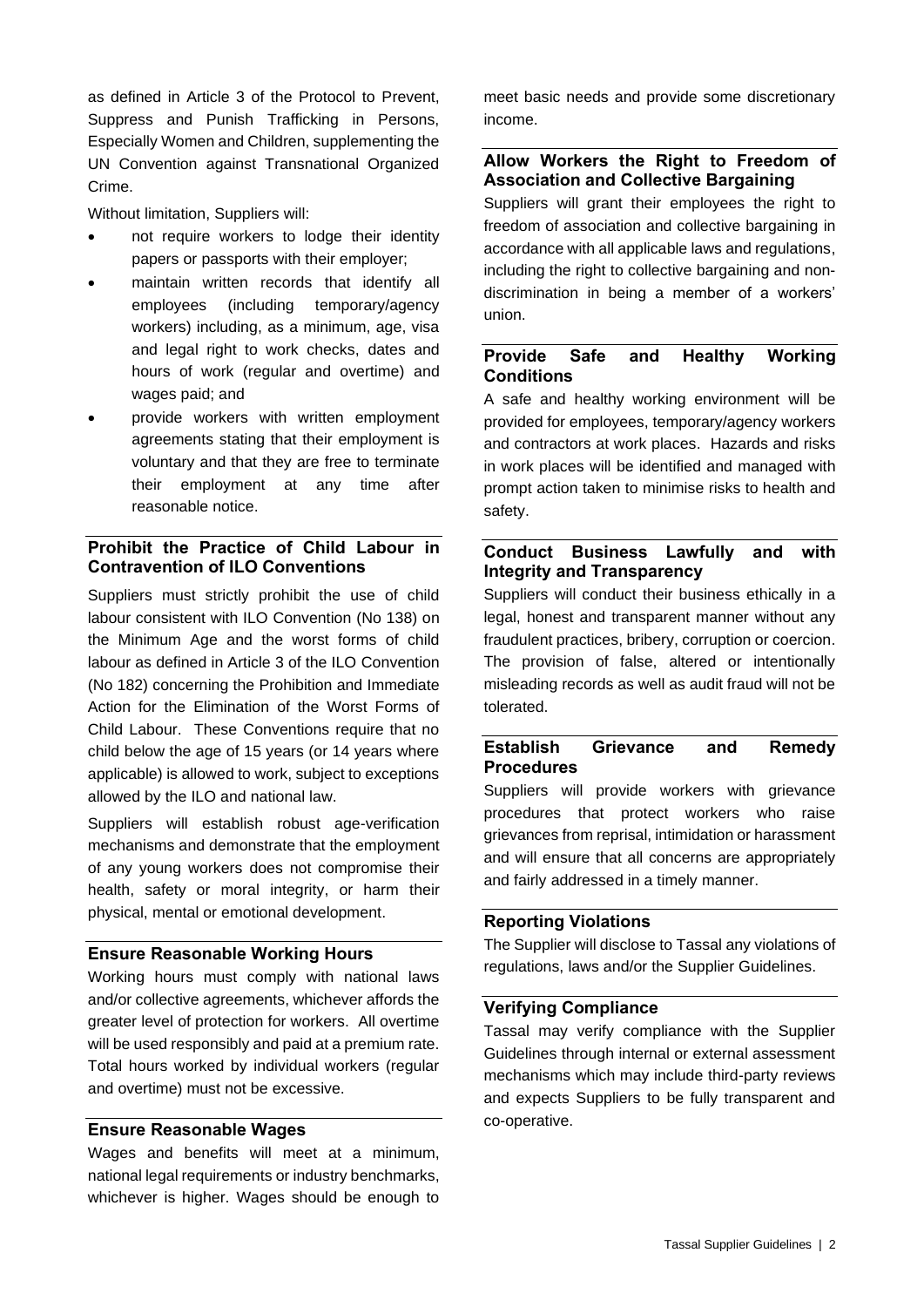as defined in Article 3 of the Protocol to Prevent, Suppress and Punish Trafficking in Persons, Especially Women and Children, supplementing the UN Convention against Transnational Organized Crime.

Without limitation, Suppliers will:

- not require workers to lodge their identity papers or passports with their employer;
- maintain written records that identify all employees (including temporary/agency workers) including, as a minimum, age, visa and legal right to work checks, dates and hours of work (regular and overtime) and wages paid; and
- provide workers with written employment agreements stating that their employment is voluntary and that they are free to terminate their employment at any time after reasonable notice.

### Prohibit the Practice of Child Labour in Contravention of ILO Conventions

Suppliers must strictly prohibit the use of child labour consistent with ILO Convention (No 138) on the Minimum Age and the worst forms of child labour as defined in Article 3 of the ILO Convention (No 182) concerning the Prohibition and Immediate Action for the Elimination of the Worst Forms of Child Labour. These Conventions require that no child below the age of 15 years (or 14 years where applicable) is allowed to work, subject to exceptions allowed by the ILO and national law.

Suppliers will establish robust age-verification mechanisms and demonstrate that the employment of any young workers does not compromise their health, safety or moral integrity, or harm their physical, mental or emotional development.

### Ensure Reasonable Working Hours

Working hours must comply with national laws and/or collective agreements, whichever affords the greater level of protection for workers. All overtime will be used responsibly and paid at a premium rate. Total hours worked by individual workers (regular and overtime) must not be excessive.

### Ensure Reasonable Wages

Wages and benefits will meet at a minimum, national legal requirements or industry benchmarks, whichever is higher. Wages should be enough to meet basic needs and provide some discretionary income.

### Allow Workers the Right to Freedom of Association and Collective Bargaining

Suppliers will grant their employees the right to freedom of association and collective bargaining in accordance with all applicable laws and regulations, including the right to collective bargaining and non-discrimination in being a member of a workers' union.

### Provide Safe and Healthy Working Conditions

A safe and healthy working environment will be provided for employees, temporary/agency workers and contractors at work places. Hazards and risks in work places will be identified and managed with prompt action taken to minimise risks to health and safety.

### Conduct Business Lawfully and with Integrity and Transparency

Suppliers will conduct their business ethically in a legal, honest and transparent manner without any fraudulent practices, bribery, corruption or coercion. The provision of false, altered or intentionally misleading records as well as audit fraud will not be tolerated.

### Establish Grievance and Remedy Procedures

Suppliers will provide workers with grievance procedures that protect workers who raise grievances from reprisal, intimidation or harassment and will ensure that all concerns are appropriately and fairly addressed in a timely manner.

### Reporting Violations

The Supplier will disclose to Tassal any violations of regulations, laws and/or the Supplier Guidelines.

### Verifying Compliance

Tassal may verify compliance with the Supplier Guidelines through internal or external assessment mechanisms which may include third-party reviews and expects Suppliers to be fully transparent and co-operative.